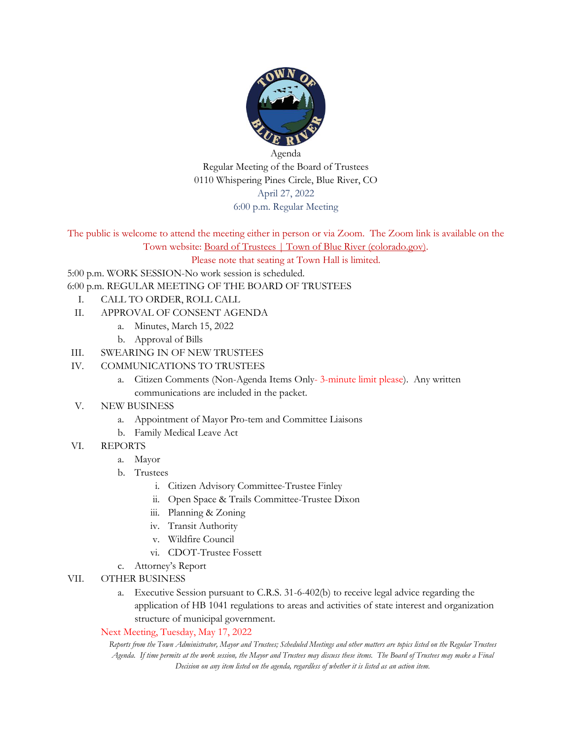Agenda

Regular Meeting of the Board of Trustees

0110 Whispering Pines Circle, Blue River, CO

April 27, 2022

6:00 p.m. Regular Meeting

The public is welcome to attend the meeting either in person or via Zoom. The Zoom link is available on the Town website: Board of Trustees | Town of Blue River (colorado.gov).

Please note that seating at Town Hall is limited.

5:00 p.m. WORK SESSION-No work session is scheduled.

6:00 p.m. REGULAR MEETING OF THE BOARD OF TRUSTEES

I. CALL TO ORDER, ROLL CALL

II. APPROVAL OF CONSENT AGENDA
   a. Minutes, March 15, 2022
   b. Approval of Bills

III. SWEARING IN OF NEW TRUSTEES

IV. COMMUNICATIONS TO TRUSTEES
   a. Citizen Comments (Non-Agenda Items Only- 3-minute limit please). Any written communications are included in the packet.

V. NEW BUSINESS
   a. Appointment of Mayor Pro-tem and Committee Liaisons
   b. Family Medical Leave Act

VI. REPORTS
   a. Mayor
   b. Trustees
      i. Citizen Advisory Committee-Trustee Finley
      ii. Open Space & Trails Committee-Trustee Dixon
      iii. Planning & Zoning
      iv. Transit Authority
      v. Wildfire Council
      vi. CDOT-Trustee Fossett
   c. Attorney's Report

VII. OTHER BUSINESS
   a. Executive Session pursuant to C.R.S. 31-6-402(b) to receive legal advice regarding the application of HB 1041 regulations to areas and activities of state interest and organization structure of municipal government.

Next Meeting, Tuesday, May 17, 2022

*Reports from the Town Administrator, Mayor and Trustees; Scheduled Meetings and other matters are topics listed on the Regular Trustees Agenda. If time permits at the work session, the Mayor and Trustees may discuss these items. The Board of Trustees may make a Final Decision on any item listed on the agenda, regardless of whether it is listed as an action item.*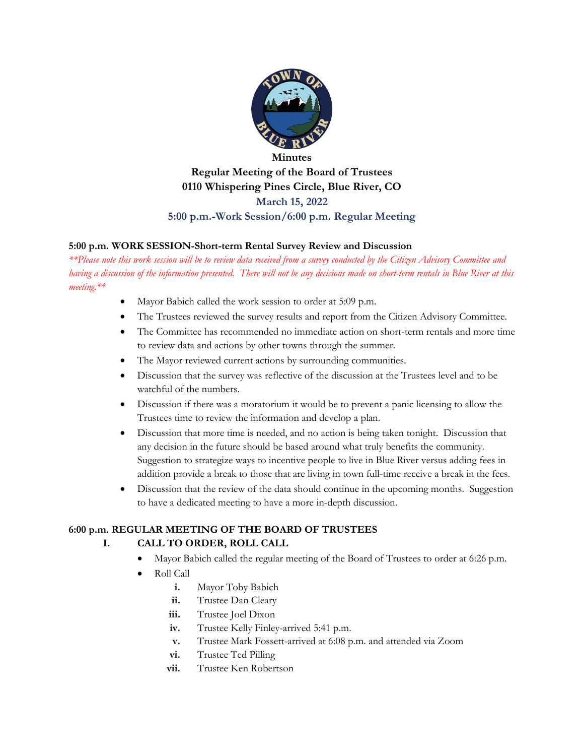**Minutes**

**Regular Meeting of the Board of Trustees**

**0110 Whispering Pines Circle, Blue River, CO**

**March 15, 2022**

**5:00 p.m.-Work Session/6:00 p.m. Regular Meeting**

**5:00 p.m. WORK SESSION-Short-term Rental Survey Review and Discussion**

*\*\*Please note this work session will be to review data received from a survey conducted by the Citizen Advisory Committee and having a discussion of the information presented. There will not be any decisions made on short-term rentals in Blue River at this meeting.\*\**

- Mayor Babich called the work session to order at 5:09 p.m.
- The Trustees reviewed the survey results and report from the Citizen Advisory Committee.
- The Committee has recommended no immediate action on short-term rentals and more time to review data and actions by other towns through the summer.
- The Mayor reviewed current actions by surrounding communities.
- Discussion that the survey was reflective of the discussion at the Trustees level and to be watchful of the numbers.
- Discussion if there was a moratorium it would be to prevent a panic licensing to allow the Trustees time to review the information and develop a plan.
- Discussion that more time is needed, and no action is being taken tonight. Discussion that any decision in the future should be based around what truly benefits the community. Suggestion to strategize ways to incentive people to live in Blue River versus adding fees in addition provide a break to those that are living in town full-time receive a break in the fees.
- Discussion that the review of the data should continue in the upcoming months. Suggestion to have a dedicated meeting to have a more in-depth discussion.

**6:00 p.m. REGULAR MEETING OF THE BOARD OF TRUSTEES**

**I. CALL TO ORDER, ROLL CALL**

- Mayor Babich called the regular meeting of the Board of Trustees to order at 6:26 p.m.
- Roll Call
  - i. Mayor Toby Babich
  - ii. Trustee Dan Cleary
  - iii. Trustee Joel Dixon
  - iv. Trustee Kelly Finley-arrived 5:41 p.m.
  - v. Trustee Mark Fossett-arrived at 6:08 p.m. and attended via Zoom
  - vi. Trustee Ted Pilling
  - vii. Trustee Ken Robertson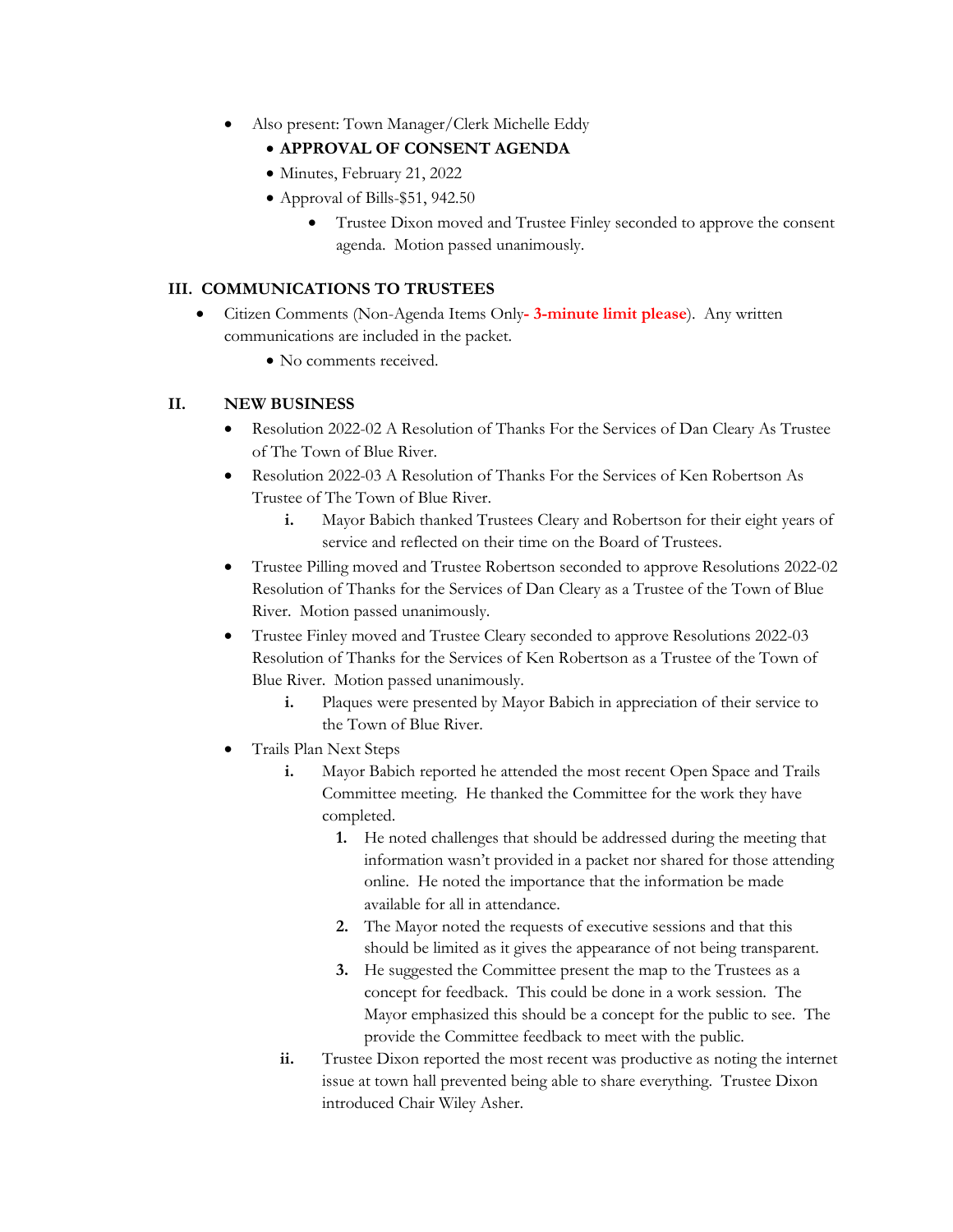- Also present: Town Manager/Clerk Michelle Eddy
  - **APPROVAL OF CONSENT AGENDA**
  - Minutes, February 21, 2022
  - Approval of Bills-$51, 942.50
    - Trustee Dixon moved and Trustee Finley seconded to approve the consent agenda. Motion passed unanimously.

### III. COMMUNICATIONS TO TRUSTEES

- Citizen Comments (Non-Agenda Items Only**- 3-minute limit please**). Any written communications are included in the packet.
  - No comments received.

### II. NEW BUSINESS

- Resolution 2022-02 A Resolution of Thanks For the Services of Dan Cleary As Trustee of The Town of Blue River.
- Resolution 2022-03 A Resolution of Thanks For the Services of Ken Robertson As Trustee of The Town of Blue River.
  - **i.** Mayor Babich thanked Trustees Cleary and Robertson for their eight years of service and reflected on their time on the Board of Trustees.
- Trustee Pilling moved and Trustee Robertson seconded to approve Resolutions 2022-02 Resolution of Thanks for the Services of Dan Cleary as a Trustee of the Town of Blue River. Motion passed unanimously.
- Trustee Finley moved and Trustee Cleary seconded to approve Resolutions 2022-03 Resolution of Thanks for the Services of Ken Robertson as a Trustee of the Town of Blue River. Motion passed unanimously.
  - **i.** Plaques were presented by Mayor Babich in appreciation of their service to the Town of Blue River.
- Trails Plan Next Steps
  - **i.** Mayor Babich reported he attended the most recent Open Space and Trails Committee meeting. He thanked the Committee for the work they have completed.
    1. He noted challenges that should be addressed during the meeting that information wasn't provided in a packet nor shared for those attending online. He noted the importance that the information be made available for all in attendance.
    2. The Mayor noted the requests of executive sessions and that this should be limited as it gives the appearance of not being transparent.
    3. He suggested the Committee present the map to the Trustees as a concept for feedback. This could be done in a work session. The Mayor emphasized this should be a concept for the public to see. The provide the Committee feedback to meet with the public.
  - **ii.** Trustee Dixon reported the most recent was productive as noting the internet issue at town hall prevented being able to share everything. Trustee Dixon introduced Chair Wiley Asher.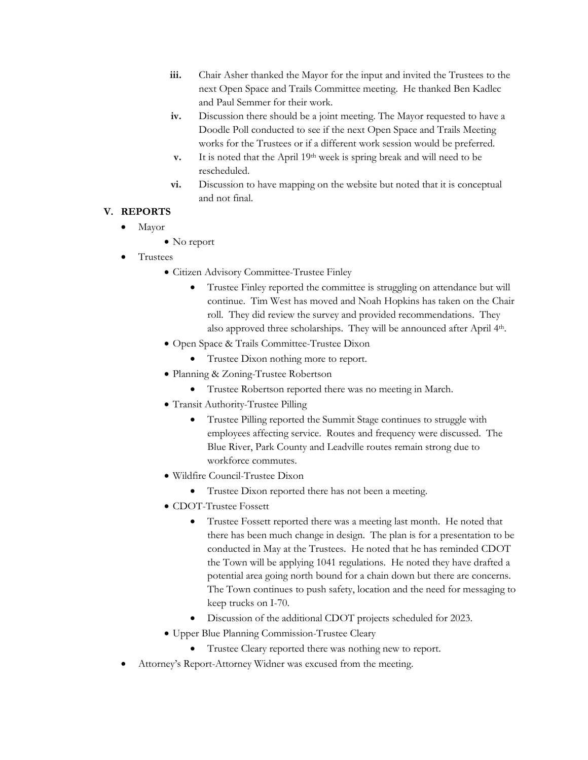iii. Chair Asher thanked the Mayor for the input and invited the Trustees to the next Open Space and Trails Committee meeting. He thanked Ben Kadlec and Paul Semmer for their work.

iv. Discussion there should be a joint meeting. The Mayor requested to have a Doodle Poll conducted to see if the next Open Space and Trails Meeting works for the Trustees or if a different work session would be preferred.

v. It is noted that the April 19th week is spring break and will need to be rescheduled.

vi. Discussion to have mapping on the website but noted that it is conceptual and not final.

## V. REPORTS

- Mayor
  - No report
- Trustees
  - Citizen Advisory Committee-Trustee Finley
    - Trustee Finley reported the committee is struggling on attendance but will continue. Tim West has moved and Noah Hopkins has taken on the Chair roll. They did review the survey and provided recommendations. They also approved three scholarships. They will be announced after April 4th.
  - Open Space & Trails Committee-Trustee Dixon
    - Trustee Dixon nothing more to report.
  - Planning & Zoning-Trustee Robertson
    - Trustee Robertson reported there was no meeting in March.
  - Transit Authority-Trustee Pilling
    - Trustee Pilling reported the Summit Stage continues to struggle with employees affecting service. Routes and frequency were discussed. The Blue River, Park County and Leadville routes remain strong due to workforce commutes.
  - Wildfire Council-Trustee Dixon
    - Trustee Dixon reported there has not been a meeting.
  - CDOT-Trustee Fossett
    - Trustee Fossett reported there was a meeting last month. He noted that there has been much change in design. The plan is for a presentation to be conducted in May at the Trustees. He noted that he has reminded CDOT the Town will be applying 1041 regulations. He noted they have drafted a potential area going north bound for a chain down but there are concerns. The Town continues to push safety, location and the need for messaging to keep trucks on I-70.
    - Discussion of the additional CDOT projects scheduled for 2023.
  - Upper Blue Planning Commission-Trustee Cleary
    - Trustee Cleary reported there was nothing new to report.
- Attorney's Report-Attorney Widner was excused from the meeting.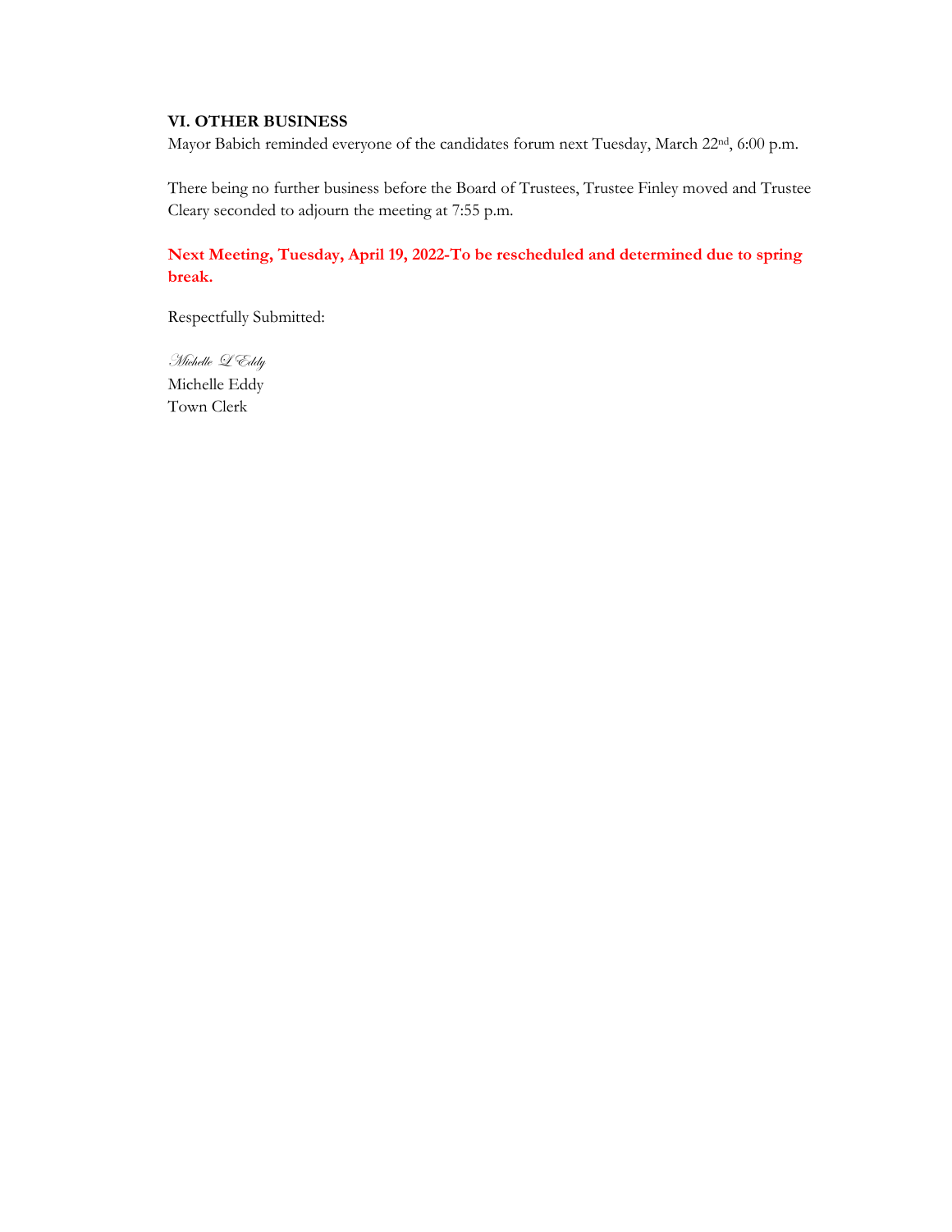### VI. OTHER BUSINESS

Mayor Babich reminded everyone of the candidates forum next Tuesday, March 22nd, 6:00 p.m.

There being no further business before the Board of Trustees, Trustee Finley moved and Trustee Cleary seconded to adjourn the meeting at 7:55 p.m.

**Next Meeting, Tuesday, April 19, 2022-To be rescheduled and determined due to spring break.**

Respectfully Submitted:

*Michelle L Eddy*
Michelle Eddy
Town Clerk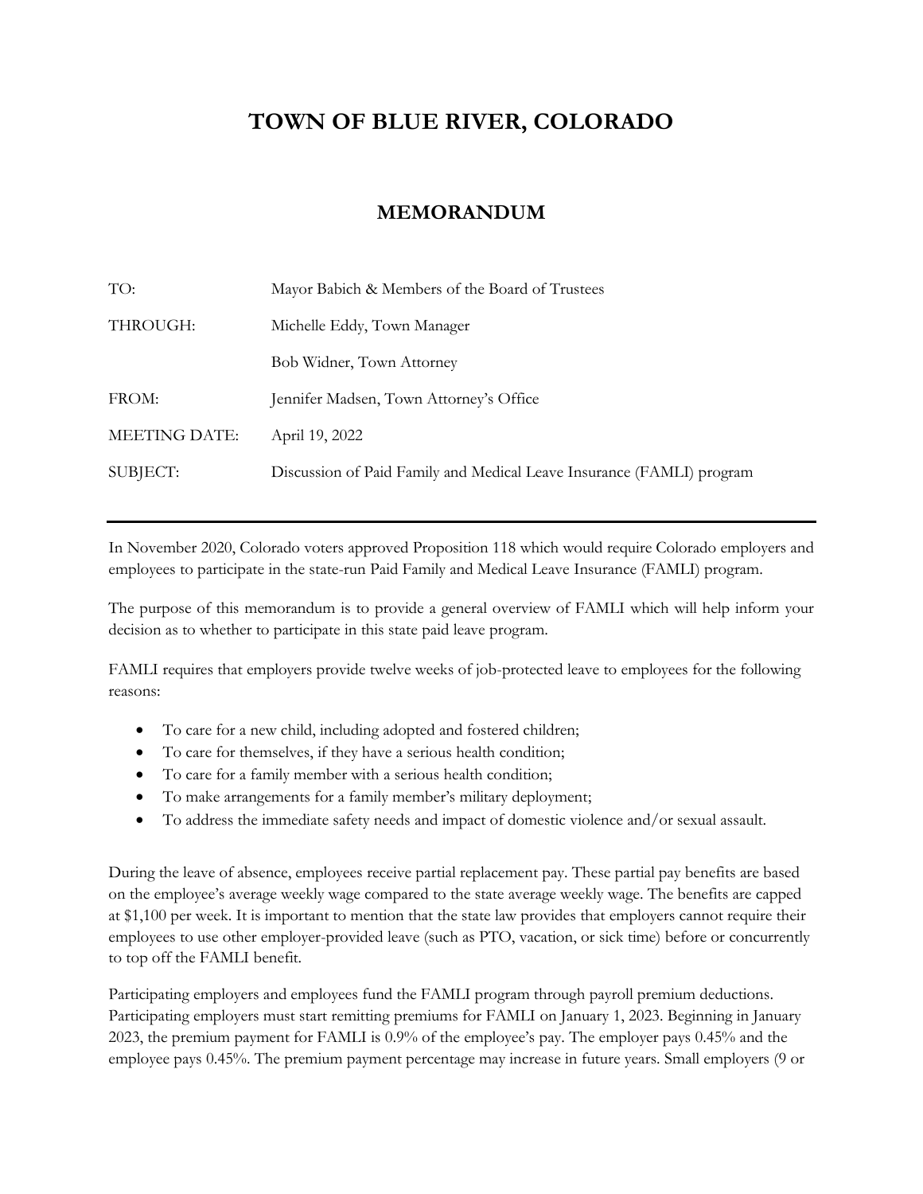# TOWN OF BLUE RIVER, COLORADO

## MEMORANDUM

| | |
|---|---|
| TO: | Mayor Babich & Members of the Board of Trustees |
| THROUGH: | Michelle Eddy, Town Manager |
| | Bob Widner, Town Attorney |
| FROM: | Jennifer Madsen, Town Attorney's Office |
| MEETING DATE: | April 19, 2022 |
| SUBJECT: | Discussion of Paid Family and Medical Leave Insurance (FAMLI) program |

---

In November 2020, Colorado voters approved Proposition 118 which would require Colorado employers and employees to participate in the state-run Paid Family and Medical Leave Insurance (FAMLI) program.

The purpose of this memorandum is to provide a general overview of FAMLI which will help inform your decision as to whether to participate in this state paid leave program.

FAMLI requires that employers provide twelve weeks of job-protected leave to employees for the following reasons:

- To care for a new child, including adopted and fostered children;
- To care for themselves, if they have a serious health condition;
- To care for a family member with a serious health condition;
- To make arrangements for a family member's military deployment;
- To address the immediate safety needs and impact of domestic violence and/or sexual assault.

During the leave of absence, employees receive partial replacement pay. These partial pay benefits are based on the employee's average weekly wage compared to the state average weekly wage. The benefits are capped at $1,100 per week. It is important to mention that the state law provides that employers cannot require their employees to use other employer-provided leave (such as PTO, vacation, or sick time) before or concurrently to top off the FAMLI benefit.

Participating employers and employees fund the FAMLI program through payroll premium deductions. Participating employers must start remitting premiums for FAMLI on January 1, 2023. Beginning in January 2023, the premium payment for FAMLI is 0.9% of the employee's pay. The employer pays 0.45% and the employee pays 0.45%. The premium payment percentage may increase in future years. Small employers (9 or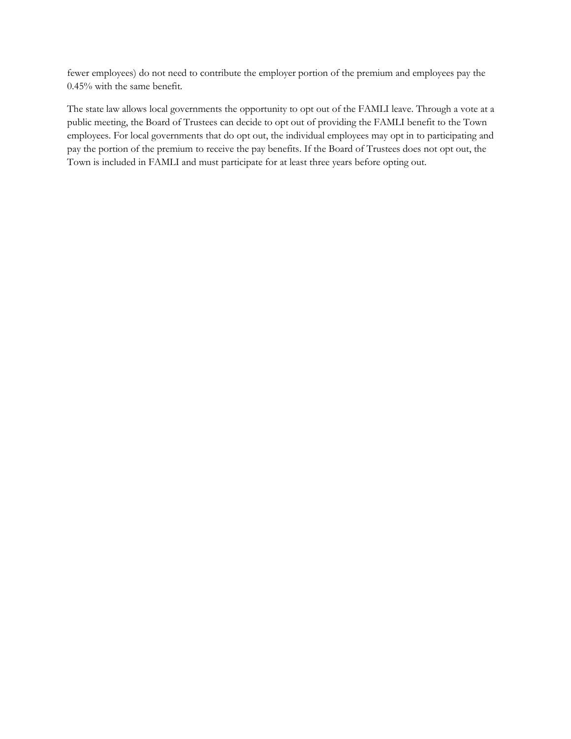fewer employees) do not need to contribute the employer portion of the premium and employees pay the 0.45% with the same benefit.

The state law allows local governments the opportunity to opt out of the FAMLI leave. Through a vote at a public meeting, the Board of Trustees can decide to opt out of providing the FAMLI benefit to the Town employees. For local governments that do opt out, the individual employees may opt in to participating and pay the portion of the premium to receive the pay benefits. If the Board of Trustees does not opt out, the Town is included in FAMLI and must participate for at least three years before opting out.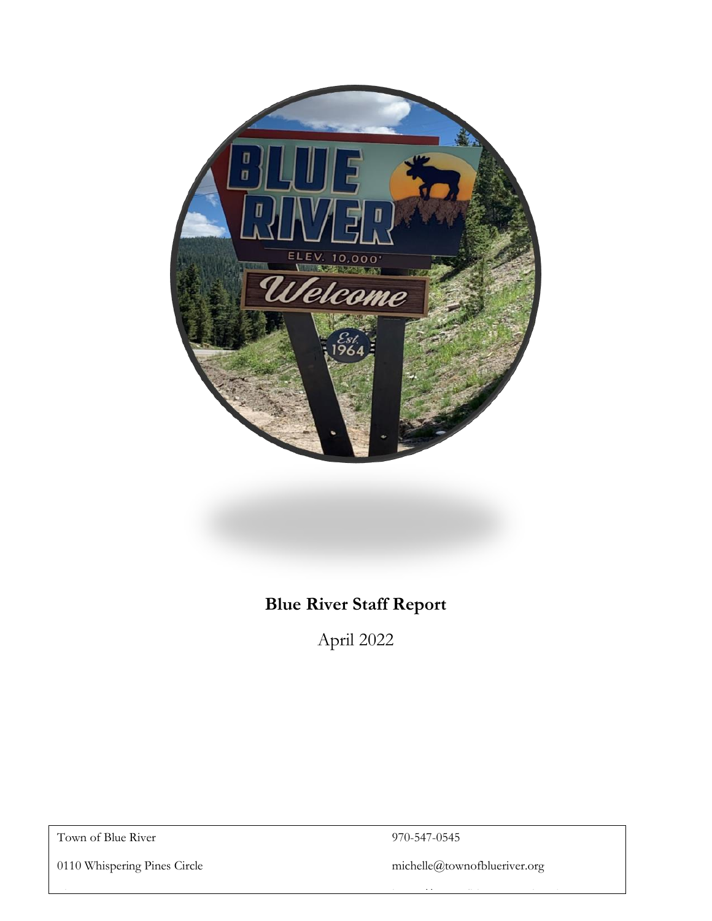**Blue River Staff Report**

April 2022

| Town of Blue River | 970-547-0545 |
| --- | --- |
| 0110 Whispering Pines Circle | michelle@townofblueriver.org |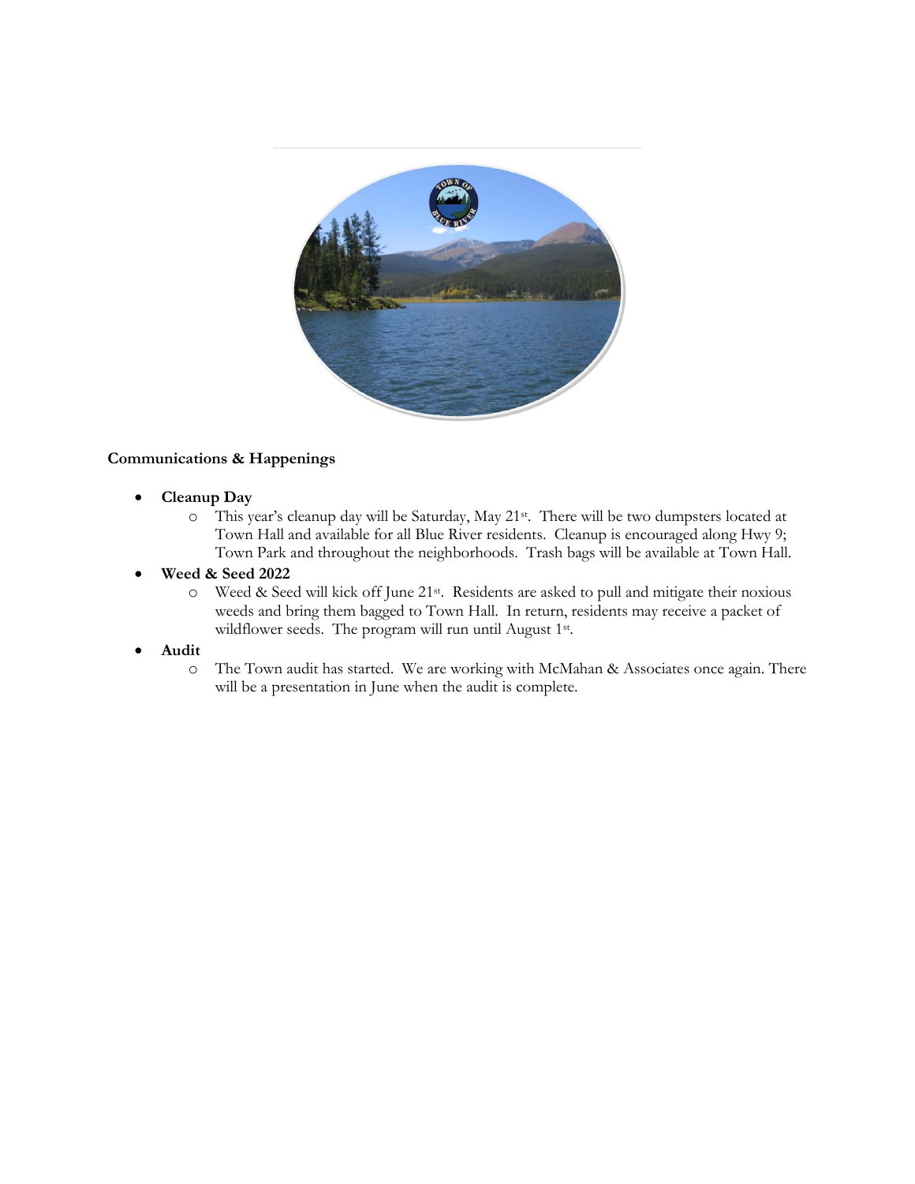**Communications & Happenings**

- **Cleanup Day**
  - This year's cleanup day will be Saturday, May 21st. There will be two dumpsters located at Town Hall and available for all Blue River residents. Cleanup is encouraged along Hwy 9; Town Park and throughout the neighborhoods. Trash bags will be available at Town Hall.
- **Weed & Seed 2022**
  - Weed & Seed will kick off June 21st. Residents are asked to pull and mitigate their noxious weeds and bring them bagged to Town Hall. In return, residents may receive a packet of wildflower seeds. The program will run until August 1st.
- **Audit**
  - The Town audit has started. We are working with McMahan & Associates once again. There will be a presentation in June when the audit is complete.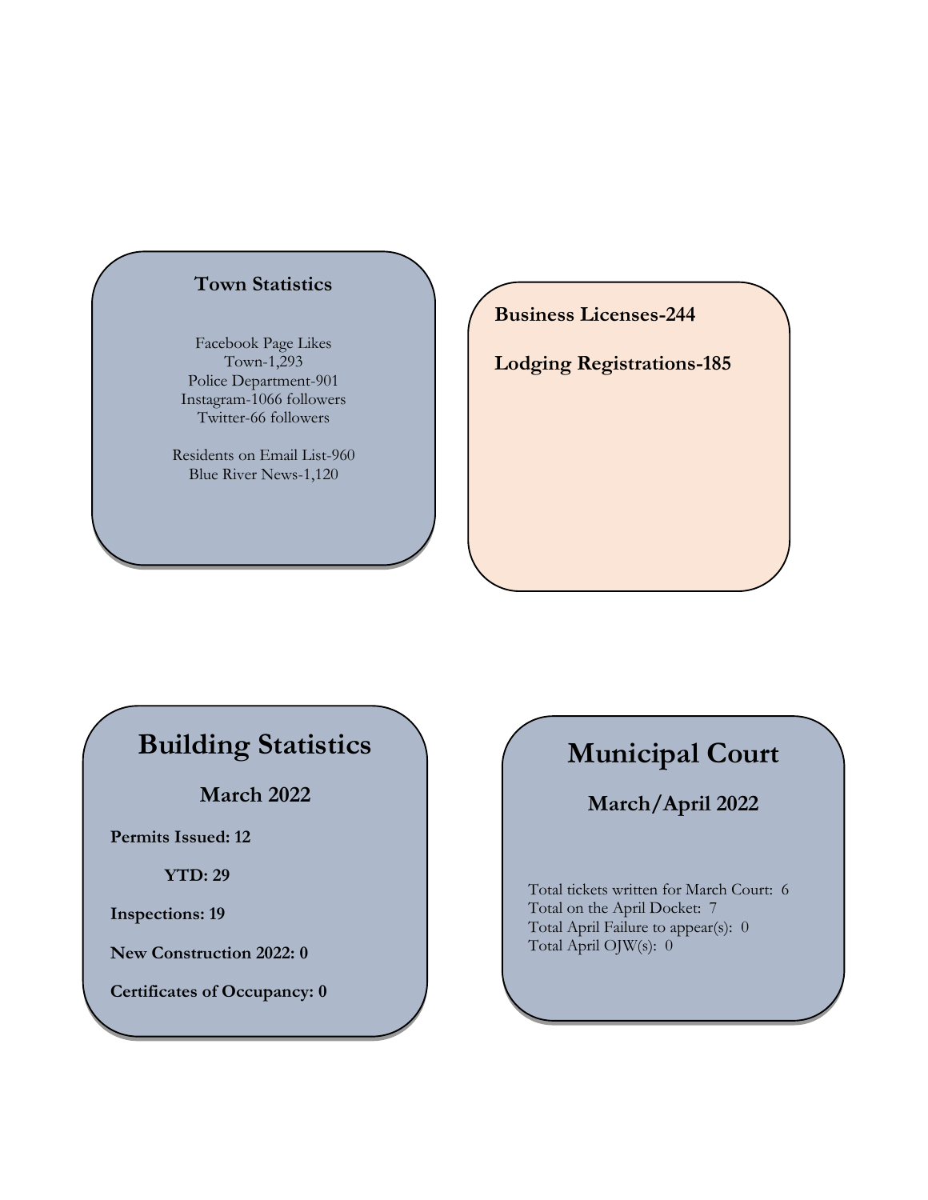## Town Statistics

Facebook Page Likes
Town-1,293
Police Department-901
Instagram-1066 followers
Twitter-66 followers

Residents on Email List-960
Blue River News-1,120

**Business Licenses-244**

**Lodging Registrations-185**

# Building Statistics

## March 2022

**Permits Issued: 12**

**YTD: 29**

**Inspections: 19**

**New Construction 2022: 0**

**Certificates of Occupancy: 0**

# Municipal Court

## March/April 2022

Total tickets written for March Court: 6
Total on the April Docket: 7
Total April Failure to appear(s): 0
Total April OJW(s): 0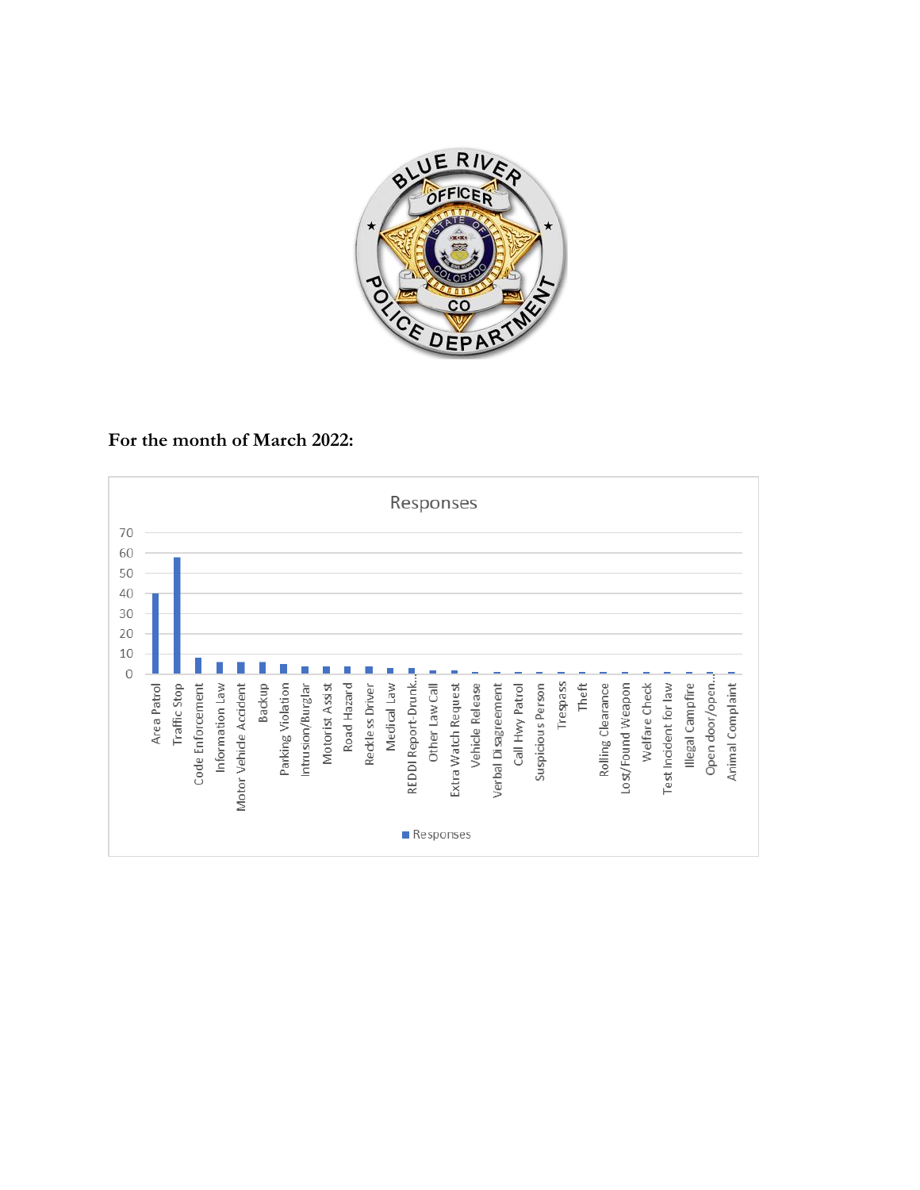For the month of March 2022:

Responses

| Category | Responses |
|---|---|
| Area Patrol | 40 |
| Traffic Stop | 58 |
| Code Enforcement | 8 |
| Information Law | 6 |
| Motor Vehicle Accident | 6 |
| Backup | 6 |
| Parking Violation | 5 |
| Intrusion/Burglar | 4 |
| Motorist Assist | 4 |
| Road Hazard | 4 |
| Reckless Driver | 4 |
| Medical Law | 3 |
| REDDI Report-Drunk... | 3 |
| Other Law Call | 2 |
| Extra Watch Request | 2 |
| Vehicle Release | 1 |
| Verbal Disagreement | 1 |
| Call Hwy Patrol | 1 |
| Suspicious Person | 1 |
| Trespass | 1 |
| Theft | 1 |
| Rolling Clearance | 1 |
| Lost/Found Weapon | 1 |
| Welfare Check | 1 |
| Test Incident for law | 1 |
| Illegal Campfire | 1 |
| Open door/open... | 1 |
| Animal Complaint | 1 |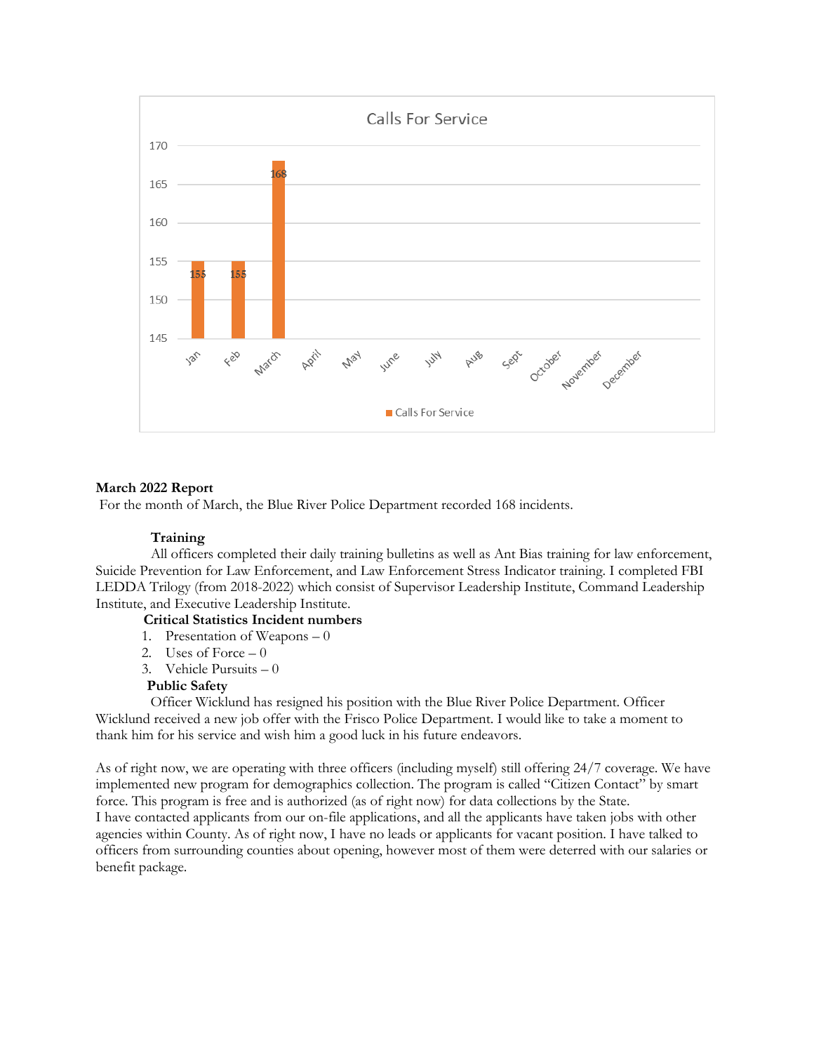**Calls For Service**

| Month | Calls For Service |
|---|---|
| Jan | 155 |
| Feb | 155 |
| March | 168 |
| April | |
| May | |
| June | |
| July | |
| Aug | |
| Sept | |
| October | |
| November | |
| December | |

**March 2022 Report**

For the month of March, the Blue River Police Department recorded 168 incidents.

**Training**

All officers completed their daily training bulletins as well as Ant Bias training for law enforcement, Suicide Prevention for Law Enforcement, and Law Enforcement Stress Indicator training. I completed FBI LEDDA Trilogy (from 2018-2022) which consist of Supervisor Leadership Institute, Command Leadership Institute, and Executive Leadership Institute.

**Critical Statistics Incident numbers**

1. Presentation of Weapons – 0
2. Uses of Force – 0
3. Vehicle Pursuits – 0

**Public Safety**

Officer Wicklund has resigned his position with the Blue River Police Department. Officer Wicklund received a new job offer with the Frisco Police Department. I would like to take a moment to thank him for his service and wish him a good luck in his future endeavors.

As of right now, we are operating with three officers (including myself) still offering 24/7 coverage. We have implemented new program for demographics collection. The program is called "Citizen Contact" by smart force. This program is free and is authorized (as of right now) for data collections by the State.
I have contacted applicants from our on-file applications, and all the applicants have taken jobs with other agencies within County. As of right now, I have no leads or applicants for vacant position. I have talked to officers from surrounding counties about opening, however most of them were deterred with our salaries or benefit package.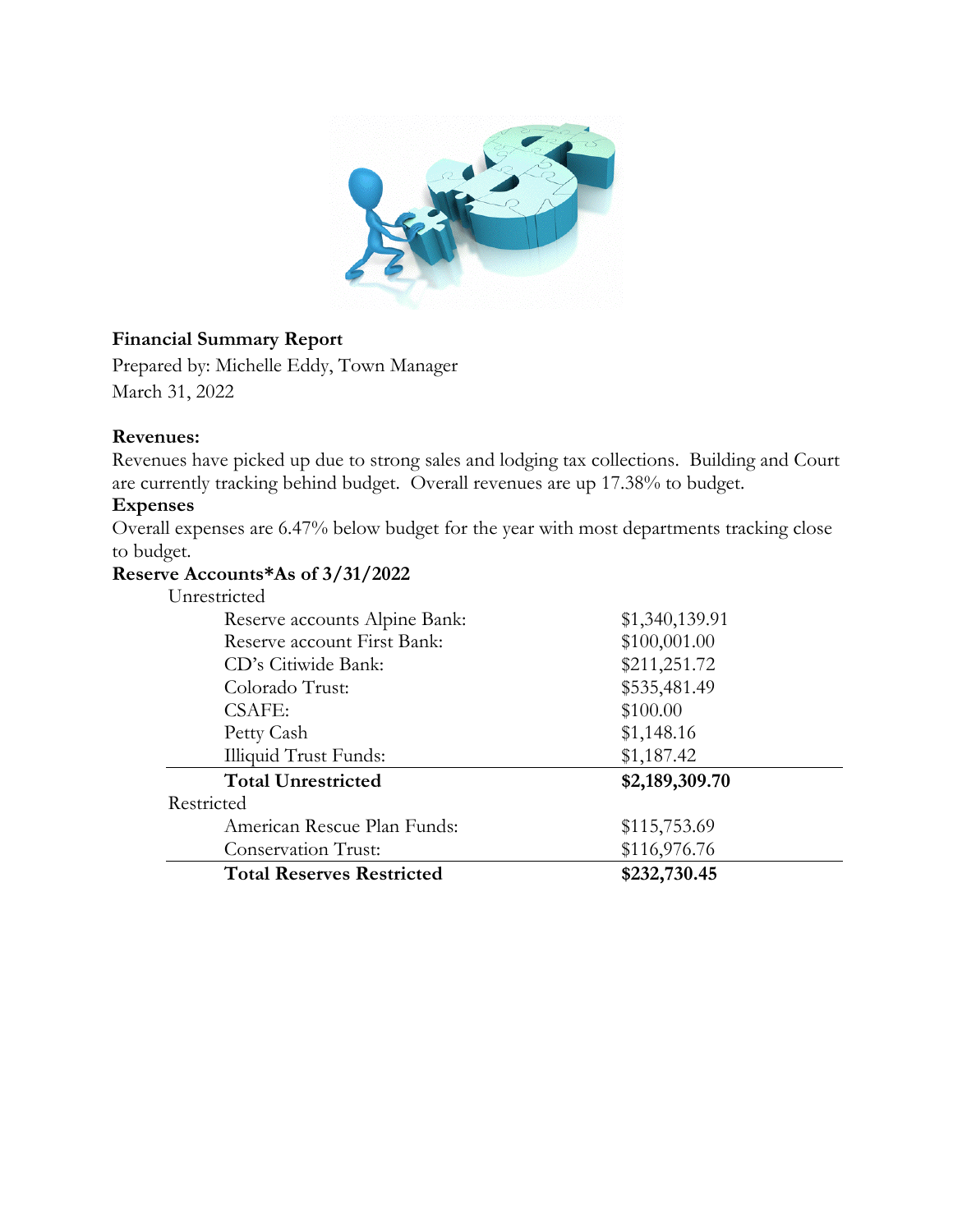**Financial Summary Report**

Prepared by: Michelle Eddy, Town Manager

March 31, 2022

**Revenues:**

Revenues have picked up due to strong sales and lodging tax collections. Building and Court are currently tracking behind budget. Overall revenues are up 17.38% to budget.

**Expenses**

Overall expenses are 6.47% below budget for the year with most departments tracking close to budget.

**Reserve Accounts*As of 3/31/2022**

| | |
|---|---|
| Unrestricted | |
| Reserve accounts Alpine Bank: | $1,340,139.91 |
| Reserve account First Bank: | $100,001.00 |
| CD's Citiwide Bank: | $211,251.72 |
| Colorado Trust: | $535,481.49 |
| CSAFE: | $100.00 |
| Petty Cash | $1,148.16 |
| Illiquid Trust Funds: | $1,187.42 |
| **Total Unrestricted** | **$2,189,309.70** |
| Restricted | |
| American Rescue Plan Funds: | $115,753.69 |
| Conservation Trust: | $116,976.76 |
| **Total Reserves Restricted** | **$232,730.45** |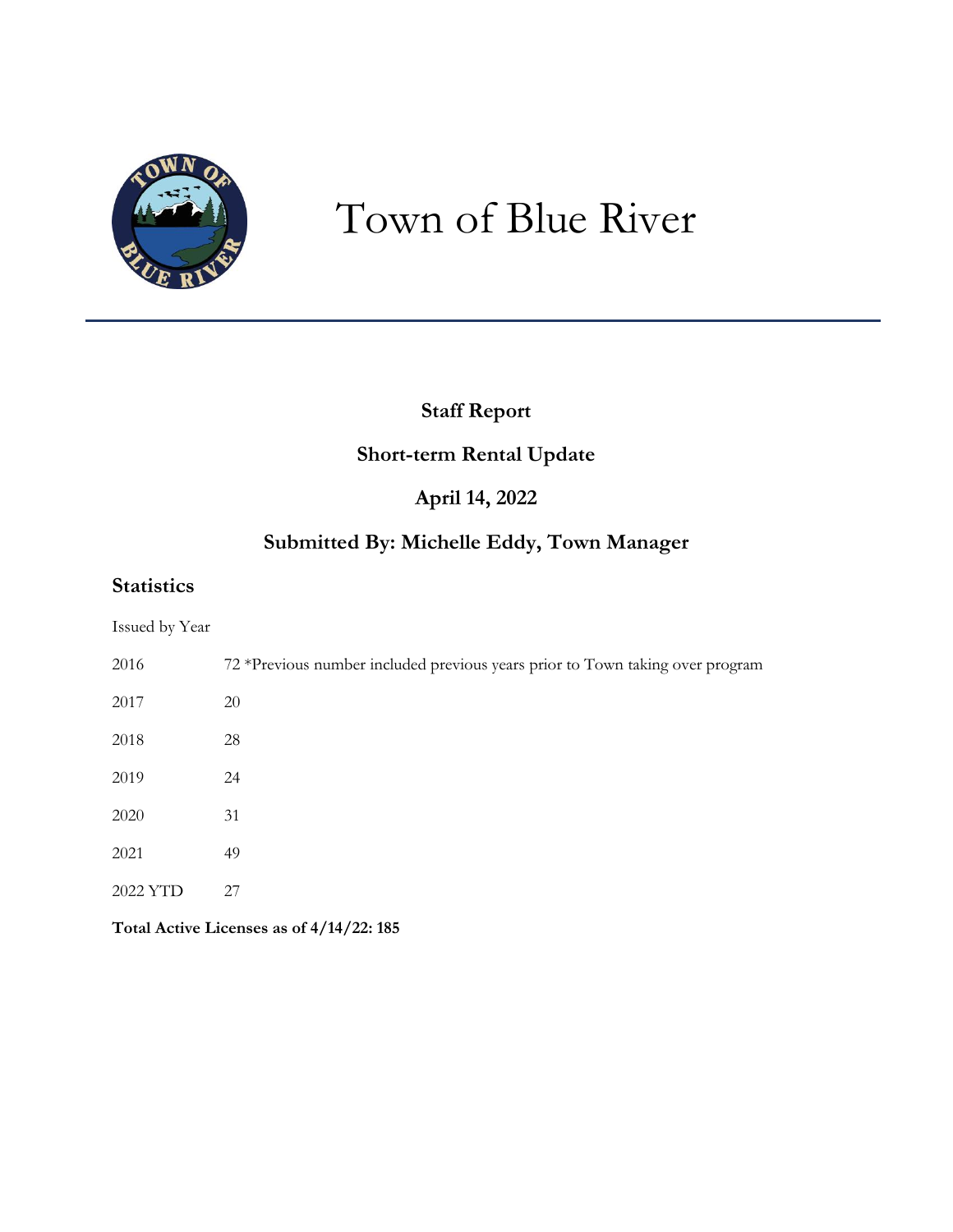# Town of Blue River

**Staff Report**

**Short-term Rental Update**

**April 14, 2022**

**Submitted By: Michelle Eddy, Town Manager**

## Statistics

Issued by Year

| | |
|---|---|
| 2016 | 72 *Previous number included previous years prior to Town taking over program |
| 2017 | 20 |
| 2018 | 28 |
| 2019 | 24 |
| 2020 | 31 |
| 2021 | 49 |
| 2022 YTD | 27 |

**Total Active Licenses as of 4/14/22: 185**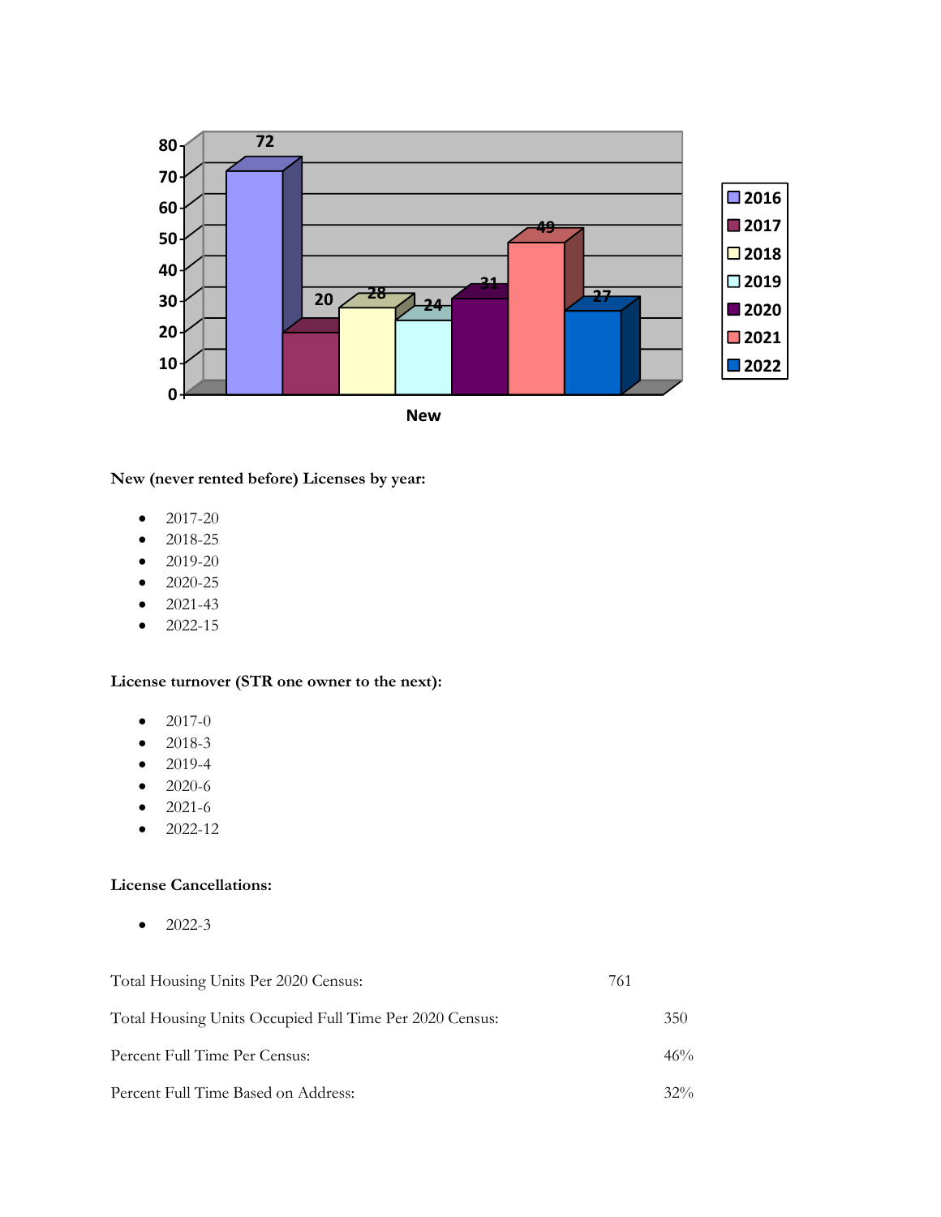| | 2016 | 2017 | 2018 | 2019 | 2020 | 2021 | 2022 |
|---|---|---|---|---|---|---|---|
| New | 72 | 20 | 28 | 24 | 31 | 49 | 27 |

**New (never rented before) Licenses by year:**

- 2017-20
- 2018-25
- 2019-20
- 2020-25
- 2021-43
- 2022-15

**License turnover (STR one owner to the next):**

- 2017-0
- 2018-3
- 2019-4
- 2020-6
- 2021-6
- 2022-12

**License Cancellations:**

- 2022-3

| | |
|---|---|
| Total Housing Units Per 2020 Census: | 761 |
| Total Housing Units Occupied Full Time Per 2020 Census: | 350 |
| Percent Full Time Per Census: | 46% |
| Percent Full Time Based on Address: | 32% |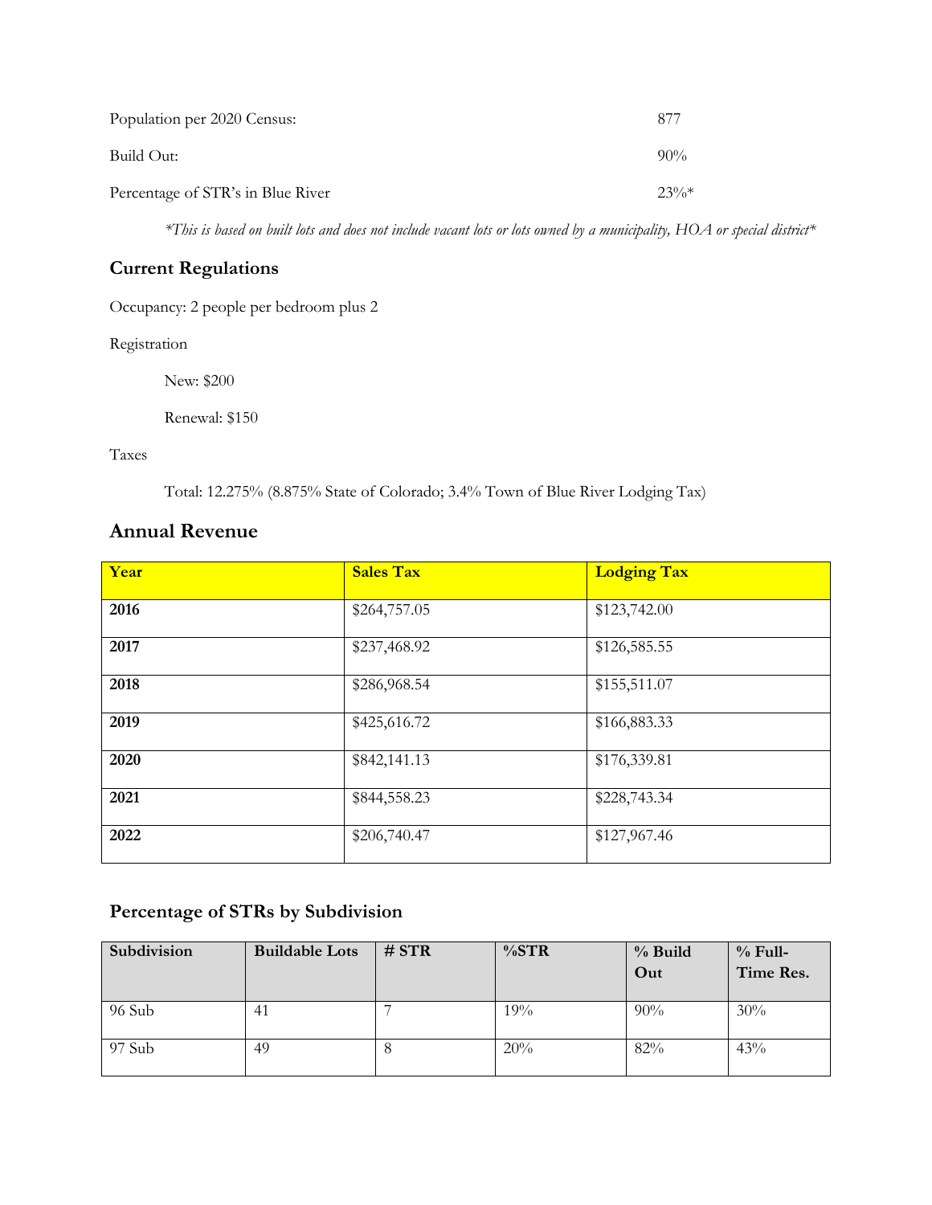Population per 2020 Census: 877

Build Out: 90%

Percentage of STR's in Blue River 23%*

*\*This is based on built lots and does not include vacant lots or lots owned by a municipality, HOA or special district\**

## Current Regulations

Occupancy: 2 people per bedroom plus 2

Registration

New: $200

Renewal: $150

Taxes

Total: 12.275% (8.875% State of Colorado; 3.4% Town of Blue River Lodging Tax)

## Annual Revenue

| Year | Sales Tax | Lodging Tax |
|---|---|---|
| **2016** | $264,757.05 | $123,742.00 |
| **2017** | $237,468.92 | $126,585.55 |
| **2018** | $286,968.54 | $155,511.07 |
| **2019** | $425,616.72 | $166,883.33 |
| **2020** | $842,141.13 | $176,339.81 |
| **2021** | $844,558.23 | $228,743.34 |
| **2022** | $206,740.47 | $127,967.46 |

## Percentage of STRs by Subdivision

| Subdivision | Buildable Lots | # STR | %STR | % Build Out | % Full-Time Res. |
|---|---|---|---|---|---|
| 96 Sub | 41 | 7 | 19% | 90% | 30% |
| 97 Sub | 49 | 8 | 20% | 82% | 43% |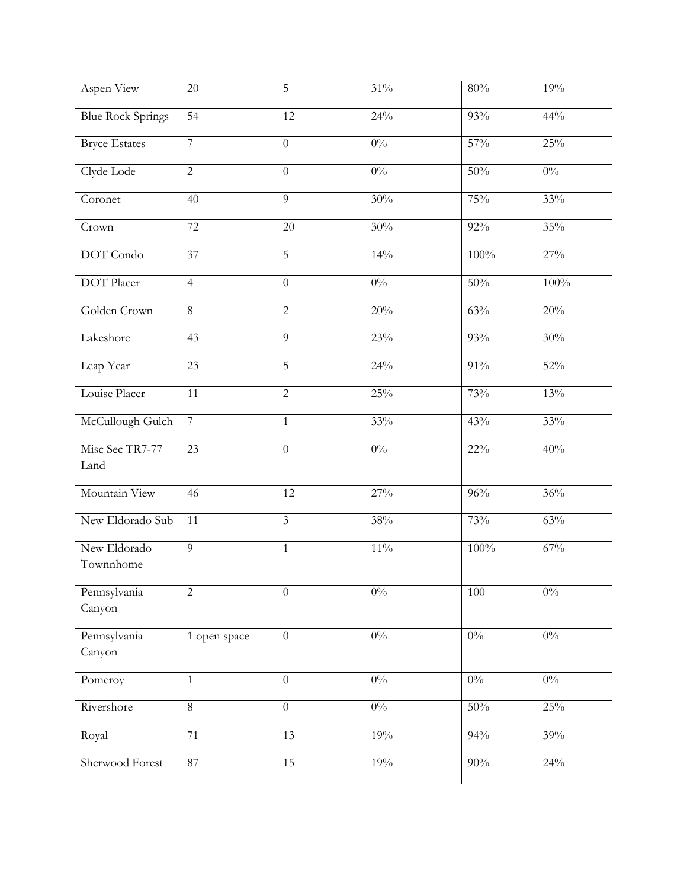| Aspen View | 20 | 5 | 31% | 80% | 19% |
|---|---|---|---|---|---|
| Blue Rock Springs | 54 | 12 | 24% | 93% | 44% |
| Bryce Estates | 7 | 0 | 0% | 57% | 25% |
| Clyde Lode | 2 | 0 | 0% | 50% | 0% |
| Coronet | 40 | 9 | 30% | 75% | 33% |
| Crown | 72 | 20 | 30% | 92% | 35% |
| DOT Condo | 37 | 5 | 14% | 100% | 27% |
| DOT Placer | 4 | 0 | 0% | 50% | 100% |
| Golden Crown | 8 | 2 | 20% | 63% | 20% |
| Lakeshore | 43 | 9 | 23% | 93% | 30% |
| Leap Year | 23 | 5 | 24% | 91% | 52% |
| Louise Placer | 11 | 2 | 25% | 73% | 13% |
| McCullough Gulch | 7 | 1 | 33% | 43% | 33% |
| Misc Sec TR7-77 Land | 23 | 0 | 0% | 22% | 40% |
| Mountain View | 46 | 12 | 27% | 96% | 36% |
| New Eldorado Sub | 11 | 3 | 38% | 73% | 63% |
| New Eldorado Townnhome | 9 | 1 | 11% | 100% | 67% |
| Pennsylvania Canyon | 2 | 0 | 0% | 100 | 0% |
| Pennsylvania Canyon | 1 open space | 0 | 0% | 0% | 0% |
| Pomeroy | 1 | 0 | 0% | 0% | 0% |
| Rivershore | 8 | 0 | 0% | 50% | 25% |
| Royal | 71 | 13 | 19% | 94% | 39% |
| Sherwood Forest | 87 | 15 | 19% | 90% | 24% |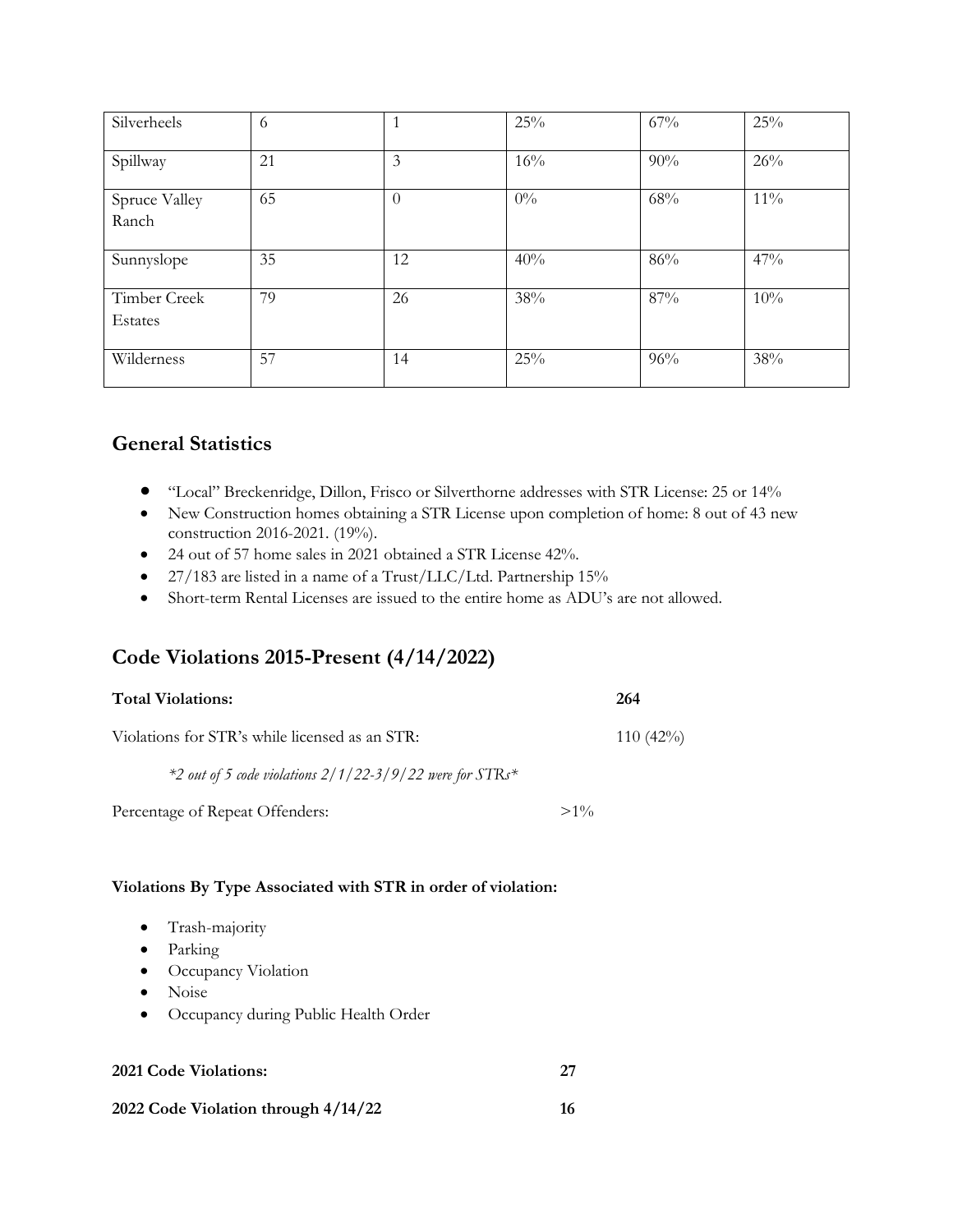| Silverheels | 6 | 1 | 25% | 67% | 25% |
|---|---|---|---|---|---|
| Spillway | 21 | 3 | 16% | 90% | 26% |
| Spruce Valley Ranch | 65 | 0 | 0% | 68% | 11% |
| Sunnyslope | 35 | 12 | 40% | 86% | 47% |
| Timber Creek Estates | 79 | 26 | 38% | 87% | 10% |
| Wilderness | 57 | 14 | 25% | 96% | 38% |

## General Statistics

- "Local" Breckenridge, Dillon, Frisco or Silverthorne addresses with STR License: 25 or 14%
- New Construction homes obtaining a STR License upon completion of home: 8 out of 43 new construction 2016-2021. (19%).
- 24 out of 57 home sales in 2021 obtained a STR License 42%.
- 27/183 are listed in a name of a Trust/LLC/Ltd. Partnership 15%
- Short-term Rental Licenses are issued to the entire home as ADU's are not allowed.

## Code Violations 2015-Present (4/14/2022)

**Total Violations:** **264**

Violations for STR's while licensed as an STR: 110 (42%)

*\*2 out of 5 code violations 2/1/22-3/9/22 were for STRs\**

Percentage of Repeat Offenders: >1%

**Violations By Type Associated with STR in order of violation:**

- Trash-majority
- Parking
- Occupancy Violation
- Noise
- Occupancy during Public Health Order

**2021 Code Violations:** **27**

**2022 Code Violation through 4/14/22** **16**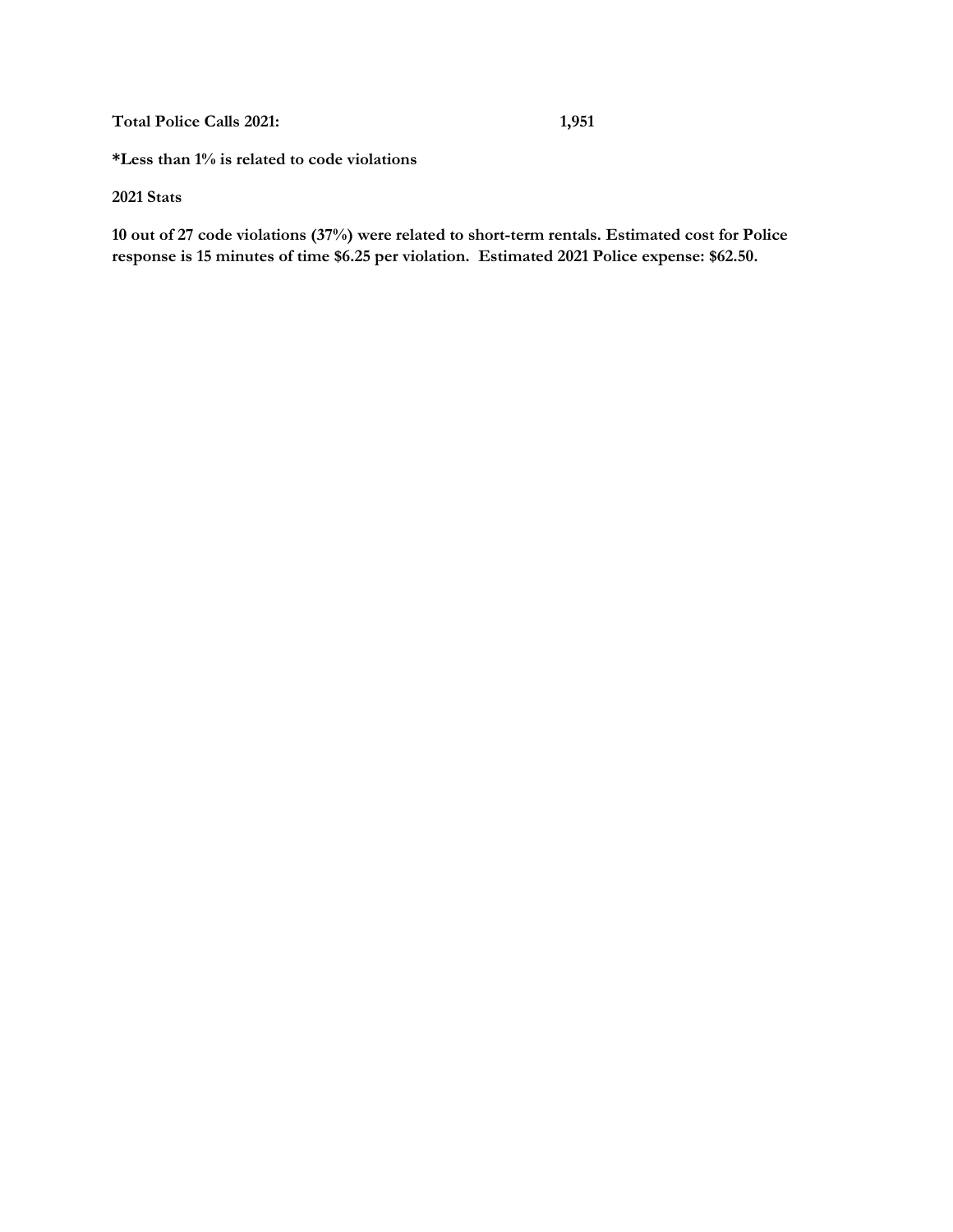**Total Police Calls 2021: 1,951**

**\*Less than 1% is related to code violations**

**2021 Stats**

**10 out of 27 code violations (37%) were related to short-term rentals. Estimated cost for Police response is 15 minutes of time $6.25 per violation. Estimated 2021 Police expense: $62.50.**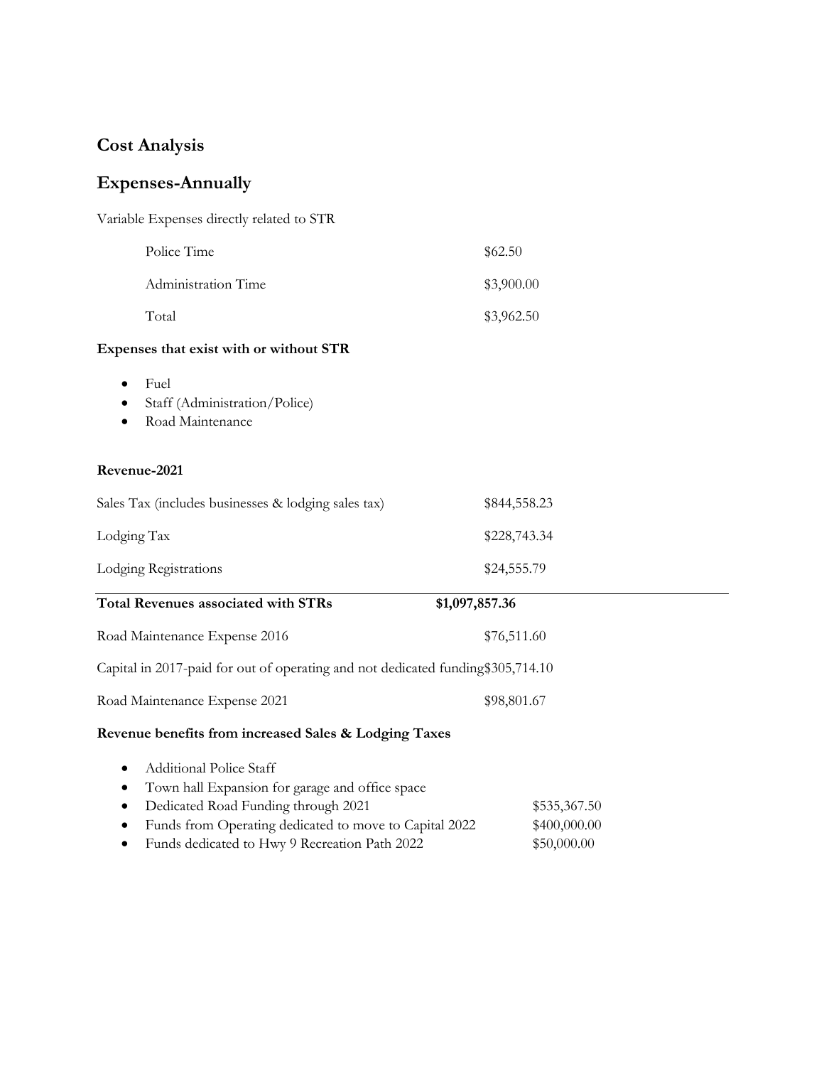## Cost Analysis

## Expenses-Annually

Variable Expenses directly related to STR

| | |
|---|---|
| Police Time | $62.50 |
| Administration Time | $3,900.00 |
| Total | $3,962.50 |

**Expenses that exist with or without STR**

- Fuel
- Staff (Administration/Police)
- Road Maintenance

**Revenue-2021**

| | |
|---|---|
| Sales Tax (includes businesses & lodging sales tax) | $844,558.23 |
| Lodging Tax | $228,743.34 |
| Lodging Registrations | $24,555.79 |
| **Total Revenues associated with STRs** | **$1,097,857.36** |
| Road Maintenance Expense 2016 | $76,511.60 |
| Capital in 2017-paid for out of operating and not dedicated funding | $305,714.10 |
| Road Maintenance Expense 2021 | $98,801.67 |

**Revenue benefits from increased Sales & Lodging Taxes**

- Additional Police Staff
- Town hall Expansion for garage and office space
- Dedicated Road Funding through 2021 $535,367.50
- Funds from Operating dedicated to move to Capital 2022 $400,000.00
- Funds dedicated to Hwy 9 Recreation Path 2022 $50,000.00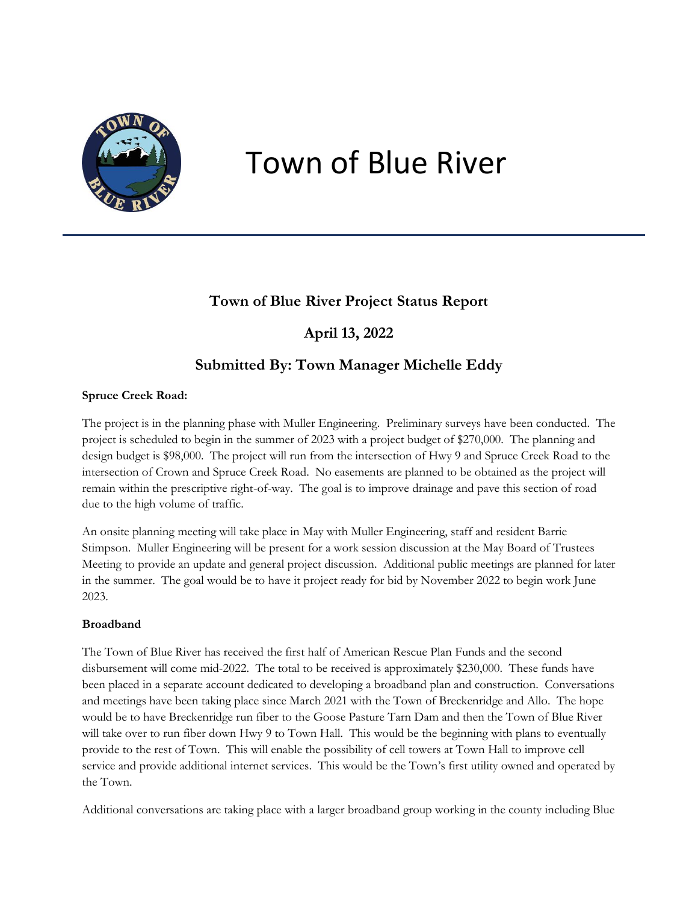# Town of Blue River

## Town of Blue River Project Status Report

## April 13, 2022

## Submitted By: Town Manager Michelle Eddy

**Spruce Creek Road:**

The project is in the planning phase with Muller Engineering. Preliminary surveys have been conducted. The project is scheduled to begin in the summer of 2023 with a project budget of $270,000. The planning and design budget is $98,000. The project will run from the intersection of Hwy 9 and Spruce Creek Road to the intersection of Crown and Spruce Creek Road. No easements are planned to be obtained as the project will remain within the prescriptive right-of-way. The goal is to improve drainage and pave this section of road due to the high volume of traffic.

An onsite planning meeting will take place in May with Muller Engineering, staff and resident Barrie Stimpson. Muller Engineering will be present for a work session discussion at the May Board of Trustees Meeting to provide an update and general project discussion. Additional public meetings are planned for later in the summer. The goal would be to have it project ready for bid by November 2022 to begin work June 2023.

**Broadband**

The Town of Blue River has received the first half of American Rescue Plan Funds and the second disbursement will come mid-2022. The total to be received is approximately $230,000. These funds have been placed in a separate account dedicated to developing a broadband plan and construction. Conversations and meetings have been taking place since March 2021 with the Town of Breckenridge and Allo. The hope would be to have Breckenridge run fiber to the Goose Pasture Tarn Dam and then the Town of Blue River will take over to run fiber down Hwy 9 to Town Hall. This would be the beginning with plans to eventually provide to the rest of Town. This will enable the possibility of cell towers at Town Hall to improve cell service and provide additional internet services. This would be the Town's first utility owned and operated by the Town.

Additional conversations are taking place with a larger broadband group working in the county including Blue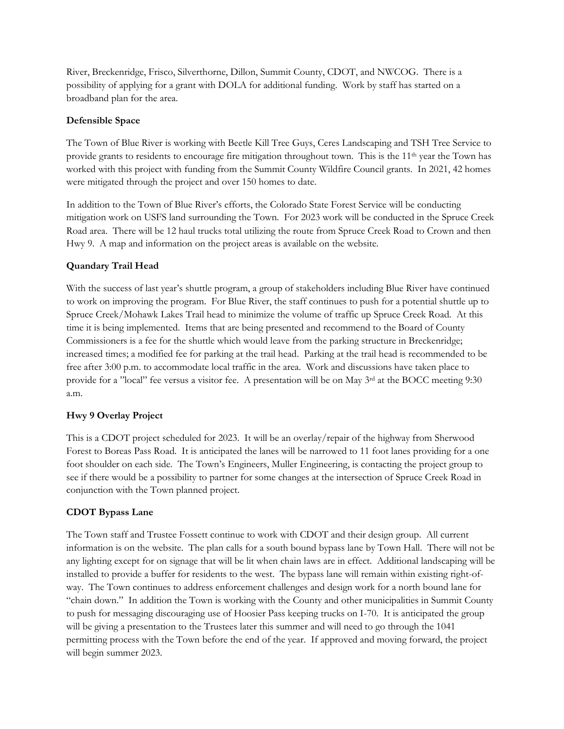River, Breckenridge, Frisco, Silverthorne, Dillon, Summit County, CDOT, and NWCOG. There is a possibility of applying for a grant with DOLA for additional funding. Work by staff has started on a broadband plan for the area.

**Defensible Space**

The Town of Blue River is working with Beetle Kill Tree Guys, Ceres Landscaping and TSH Tree Service to provide grants to residents to encourage fire mitigation throughout town. This is the 11th year the Town has worked with this project with funding from the Summit County Wildfire Council grants. In 2021, 42 homes were mitigated through the project and over 150 homes to date.

In addition to the Town of Blue River's efforts, the Colorado State Forest Service will be conducting mitigation work on USFS land surrounding the Town. For 2023 work will be conducted in the Spruce Creek Road area. There will be 12 haul trucks total utilizing the route from Spruce Creek Road to Crown and then Hwy 9. A map and information on the project areas is available on the website.

**Quandary Trail Head**

With the success of last year's shuttle program, a group of stakeholders including Blue River have continued to work on improving the program. For Blue River, the staff continues to push for a potential shuttle up to Spruce Creek/Mohawk Lakes Trail head to minimize the volume of traffic up Spruce Creek Road. At this time it is being implemented. Items that are being presented and recommend to the Board of County Commissioners is a fee for the shuttle which would leave from the parking structure in Breckenridge; increased times; a modified fee for parking at the trail head. Parking at the trail head is recommended to be free after 3:00 p.m. to accommodate local traffic in the area. Work and discussions have taken place to provide for a "local" fee versus a visitor fee. A presentation will be on May 3rd at the BOCC meeting 9:30 a.m.

**Hwy 9 Overlay Project**

This is a CDOT project scheduled for 2023. It will be an overlay/repair of the highway from Sherwood Forest to Boreas Pass Road. It is anticipated the lanes will be narrowed to 11 foot lanes providing for a one foot shoulder on each side. The Town's Engineers, Muller Engineering, is contacting the project group to see if there would be a possibility to partner for some changes at the intersection of Spruce Creek Road in conjunction with the Town planned project.

**CDOT Bypass Lane**

The Town staff and Trustee Fossett continue to work with CDOT and their design group. All current information is on the website. The plan calls for a south bound bypass lane by Town Hall. There will not be any lighting except for on signage that will be lit when chain laws are in effect. Additional landscaping will be installed to provide a buffer for residents to the west. The bypass lane will remain within existing right-of-way. The Town continues to address enforcement challenges and design work for a north bound lane for "chain down." In addition the Town is working with the County and other municipalities in Summit County to push for messaging discouraging use of Hoosier Pass keeping trucks on I-70. It is anticipated the group will be giving a presentation to the Trustees later this summer and will need to go through the 1041 permitting process with the Town before the end of the year. If approved and moving forward, the project will begin summer 2023.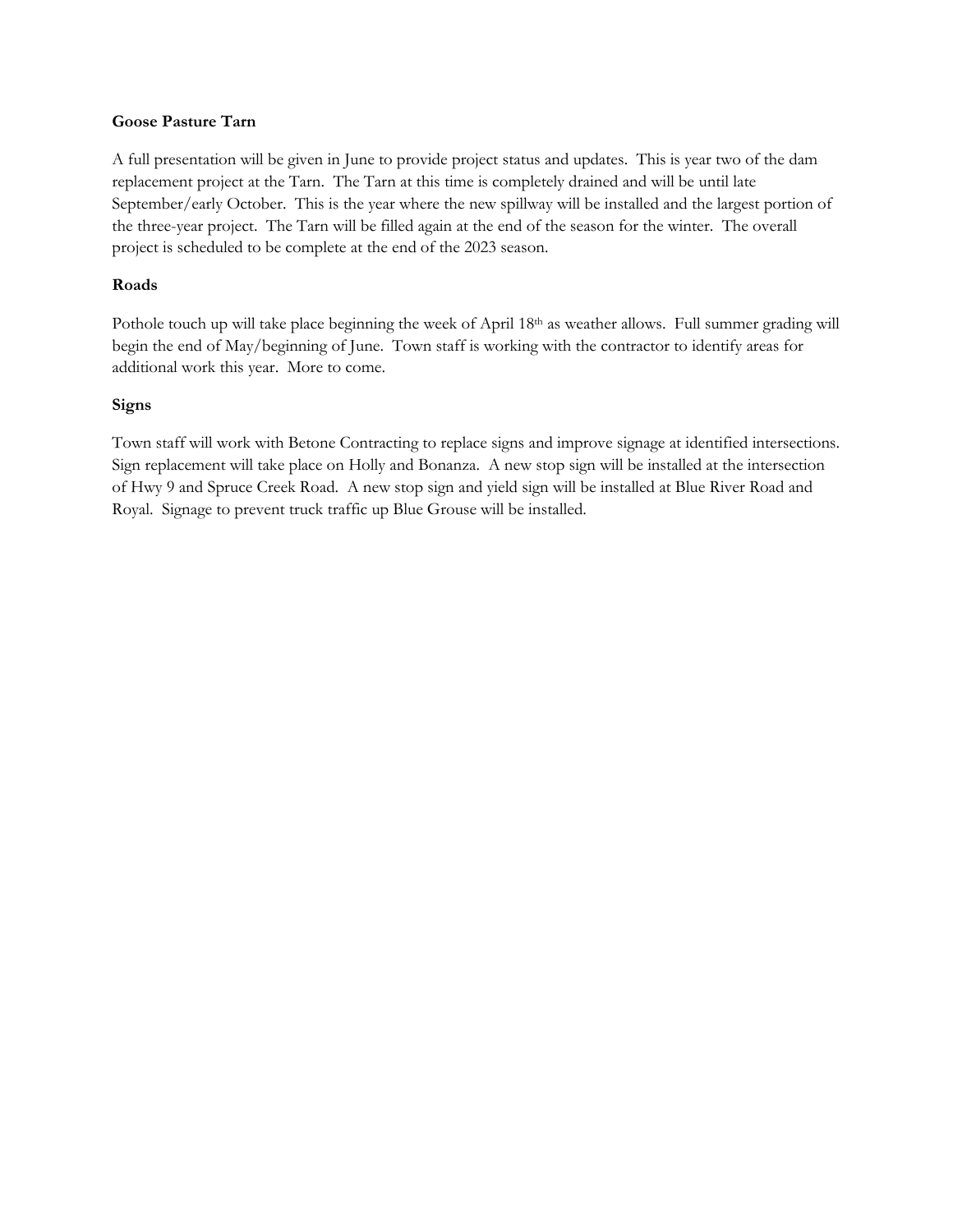**Goose Pasture Tarn**

A full presentation will be given in June to provide project status and updates. This is year two of the dam replacement project at the Tarn. The Tarn at this time is completely drained and will be until late September/early October. This is the year where the new spillway will be installed and the largest portion of the three-year project. The Tarn will be filled again at the end of the season for the winter. The overall project is scheduled to be complete at the end of the 2023 season.

**Roads**

Pothole touch up will take place beginning the week of April 18th as weather allows. Full summer grading will begin the end of May/beginning of June. Town staff is working with the contractor to identify areas for additional work this year. More to come.

**Signs**

Town staff will work with Betone Contracting to replace signs and improve signage at identified intersections. Sign replacement will take place on Holly and Bonanza. A new stop sign will be installed at the intersection of Hwy 9 and Spruce Creek Road. A new stop sign and yield sign will be installed at Blue River Road and Royal. Signage to prevent truck traffic up Blue Grouse will be installed.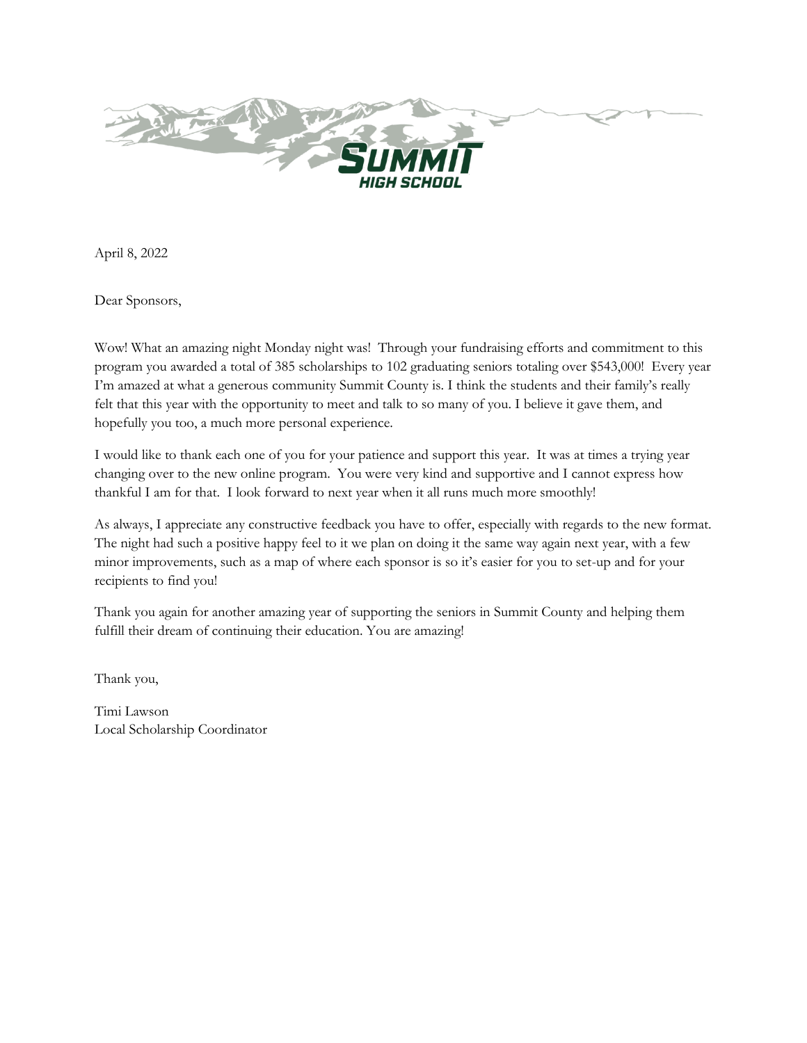**SUMMIT**
**HIGH SCHOOL**

April 8, 2022

Dear Sponsors,

Wow! What an amazing night Monday night was! Through your fundraising efforts and commitment to this program you awarded a total of 385 scholarships to 102 graduating seniors totaling over $543,000! Every year I'm amazed at what a generous community Summit County is. I think the students and their family's really felt that this year with the opportunity to meet and talk to so many of you. I believe it gave them, and hopefully you too, a much more personal experience.

I would like to thank each one of you for your patience and support this year. It was at times a trying year changing over to the new online program. You were very kind and supportive and I cannot express how thankful I am for that. I look forward to next year when it all runs much more smoothly!

As always, I appreciate any constructive feedback you have to offer, especially with regards to the new format. The night had such a positive happy feel to it we plan on doing it the same way again next year, with a few minor improvements, such as a map of where each sponsor is so it's easier for you to set-up and for your recipients to find you!

Thank you again for another amazing year of supporting the seniors in Summit County and helping them fulfill their dream of continuing their education. You are amazing!

Thank you,

Timi Lawson
Local Scholarship Coordinator